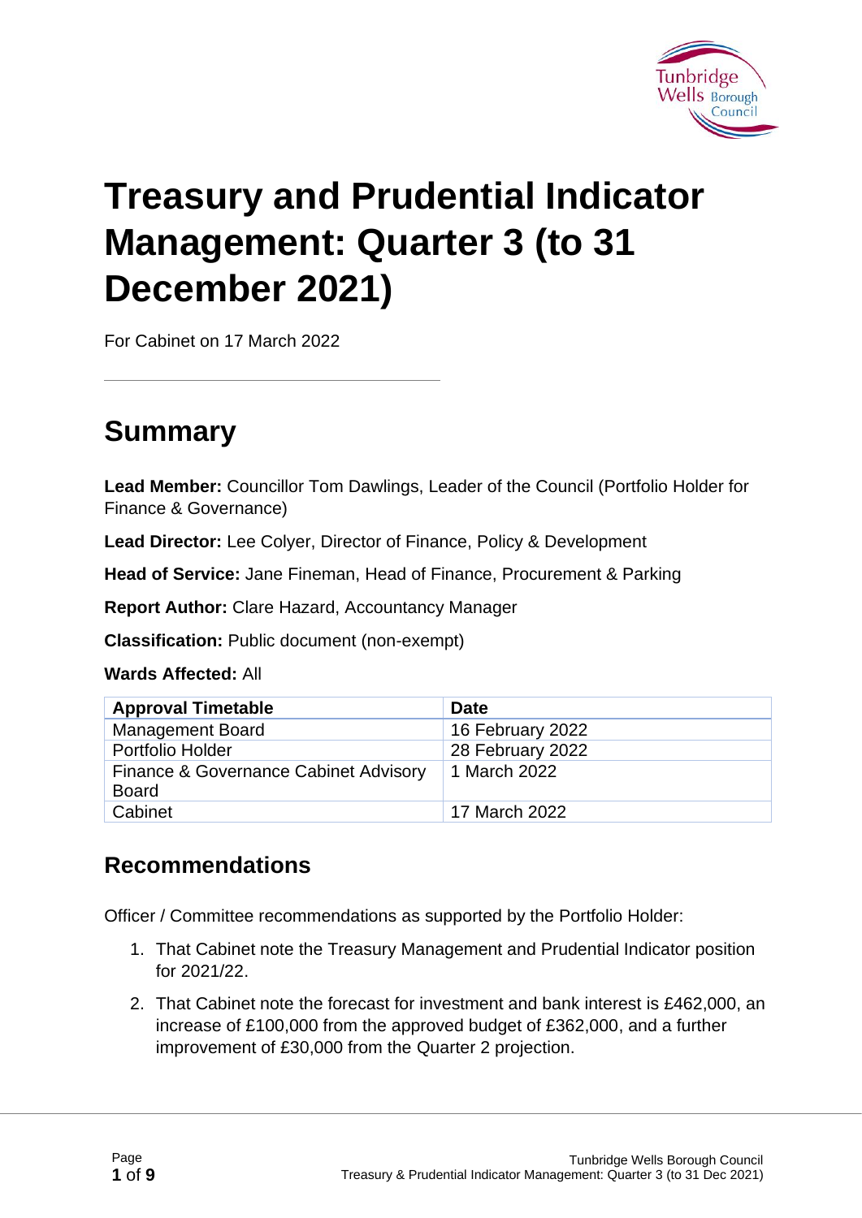# Treasury and Prudential Indicator Management: Quarter 3 (to 31 December 2021)

For Cabinet on 17 March 2022

## Summary

**Lead Member:** Councillor Tom Dawlings, Leader of the Council (Portfolio Holder for Finance & Governance)

**Lead Director:** Lee Colyer, Director of Finance, Policy & Development

**Head of Service:** Jane Fineman, Head of Finance, Procurement & Parking

**Report Author:** Clare Hazard, Accountancy Manager

**Classification:** Public document (non-exempt)

**Wards Affected:** All

| Approval Timetable | Date |
|---|---|
| Management Board | 16 February 2022 |
| Portfolio Holder | 28 February 2022 |
| Finance & Governance Cabinet Advisory Board | 1 March 2022 |
| Cabinet | 17 March 2022 |

## Recommendations

Officer / Committee recommendations as supported by the Portfolio Holder:

1. That Cabinet note the Treasury Management and Prudential Indicator position for 2021/22.
2. That Cabinet note the forecast for investment and bank interest is £462,000, an increase of £100,000 from the approved budget of £362,000, and a further improvement of £30,000 from the Quarter 2 projection.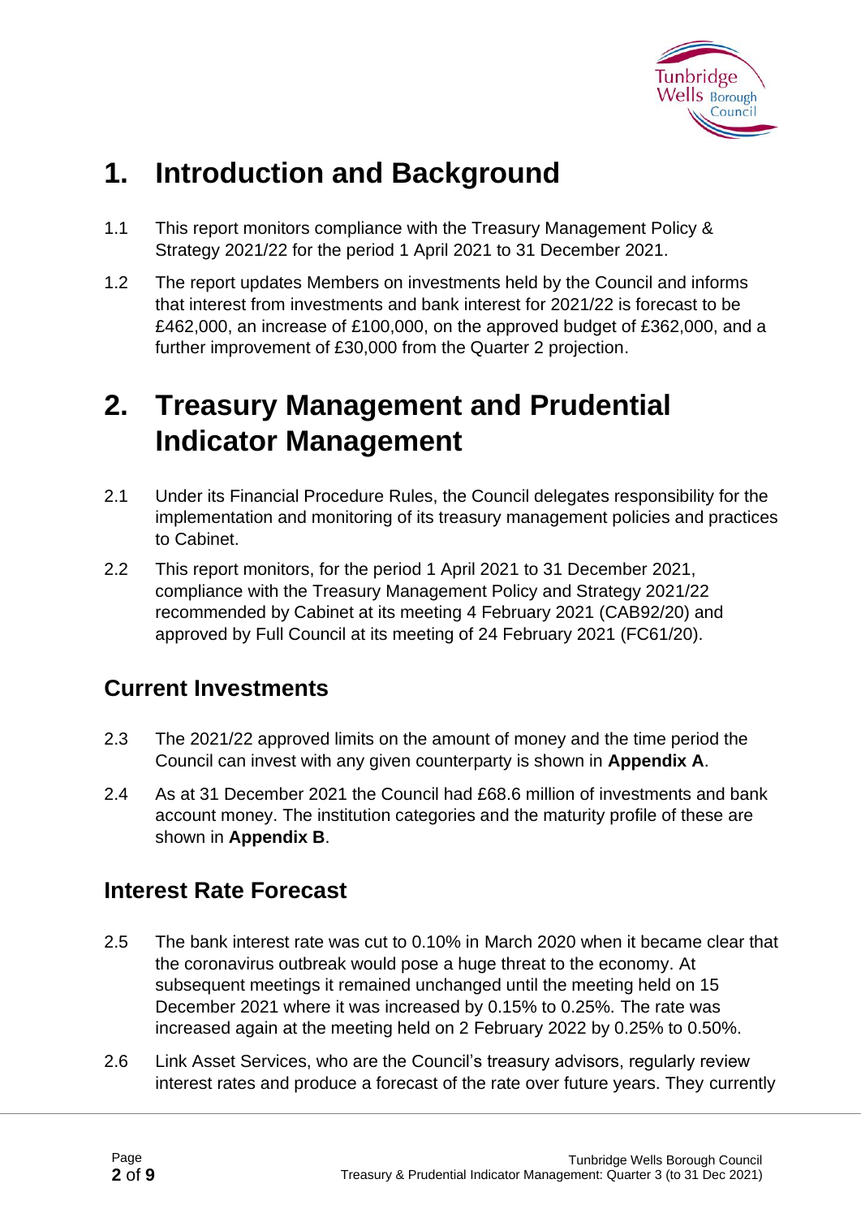# 1. Introduction and Background

1.1 This report monitors compliance with the Treasury Management Policy & Strategy 2021/22 for the period 1 April 2021 to 31 December 2021.

1.2 The report updates Members on investments held by the Council and informs that interest from investments and bank interest for 2021/22 is forecast to be £462,000, an increase of £100,000, on the approved budget of £362,000, and a further improvement of £30,000 from the Quarter 2 projection.

# 2. Treasury Management and Prudential Indicator Management

2.1 Under its Financial Procedure Rules, the Council delegates responsibility for the implementation and monitoring of its treasury management policies and practices to Cabinet.

2.2 This report monitors, for the period 1 April 2021 to 31 December 2021, compliance with the Treasury Management Policy and Strategy 2021/22 recommended by Cabinet at its meeting 4 February 2021 (CAB92/20) and approved by Full Council at its meeting of 24 February 2021 (FC61/20).

## Current Investments

2.3 The 2021/22 approved limits on the amount of money and the time period the Council can invest with any given counterparty is shown in **Appendix A**.

2.4 As at 31 December 2021 the Council had £68.6 million of investments and bank account money. The institution categories and the maturity profile of these are shown in **Appendix B**.

## Interest Rate Forecast

2.5 The bank interest rate was cut to 0.10% in March 2020 when it became clear that the coronavirus outbreak would pose a huge threat to the economy. At subsequent meetings it remained unchanged until the meeting held on 15 December 2021 where it was increased by 0.15% to 0.25%. The rate was increased again at the meeting held on 2 February 2022 by 0.25% to 0.50%.

2.6 Link Asset Services, who are the Council's treasury advisors, regularly review interest rates and produce a forecast of the rate over future years. They currently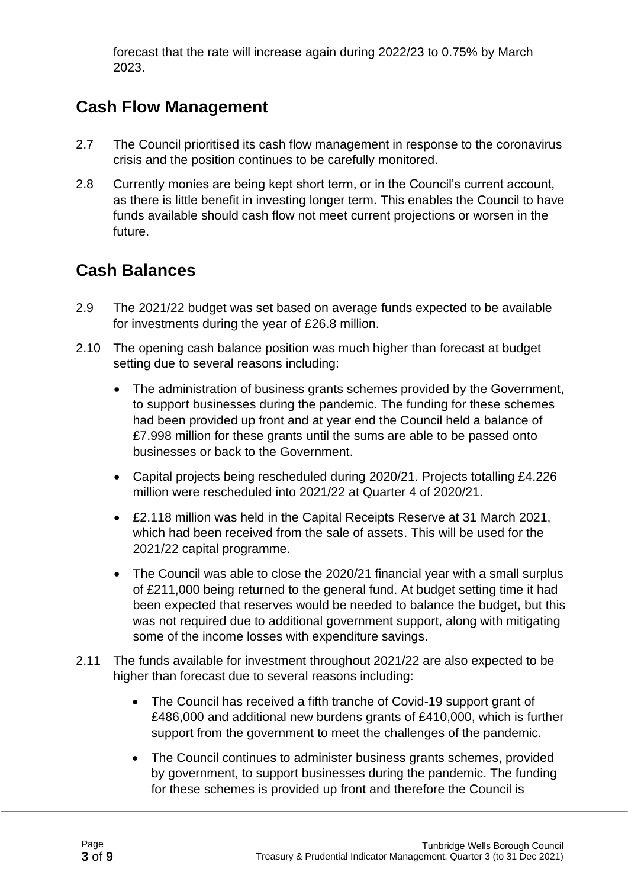forecast that the rate will increase again during 2022/23 to 0.75% by March 2023.

## Cash Flow Management

2.7 The Council prioritised its cash flow management in response to the coronavirus crisis and the position continues to be carefully monitored.

2.8 Currently monies are being kept short term, or in the Council's current account, as there is little benefit in investing longer term. This enables the Council to have funds available should cash flow not meet current projections or worsen in the future.

## Cash Balances

2.9 The 2021/22 budget was set based on average funds expected to be available for investments during the year of £26.8 million.

2.10 The opening cash balance position was much higher than forecast at budget setting due to several reasons including:

- The administration of business grants schemes provided by the Government, to support businesses during the pandemic. The funding for these schemes had been provided up front and at year end the Council held a balance of £7.998 million for these grants until the sums are able to be passed onto businesses or back to the Government.
- Capital projects being rescheduled during 2020/21. Projects totalling £4.226 million were rescheduled into 2021/22 at Quarter 4 of 2020/21.
- £2.118 million was held in the Capital Receipts Reserve at 31 March 2021, which had been received from the sale of assets. This will be used for the 2021/22 capital programme.
- The Council was able to close the 2020/21 financial year with a small surplus of £211,000 being returned to the general fund. At budget setting time it had been expected that reserves would be needed to balance the budget, but this was not required due to additional government support, along with mitigating some of the income losses with expenditure savings.

2.11 The funds available for investment throughout 2021/22 are also expected to be higher than forecast due to several reasons including:

- The Council has received a fifth tranche of Covid-19 support grant of £486,000 and additional new burdens grants of £410,000, which is further support from the government to meet the challenges of the pandemic.
- The Council continues to administer business grants schemes, provided by government, to support businesses during the pandemic. The funding for these schemes is provided up front and therefore the Council is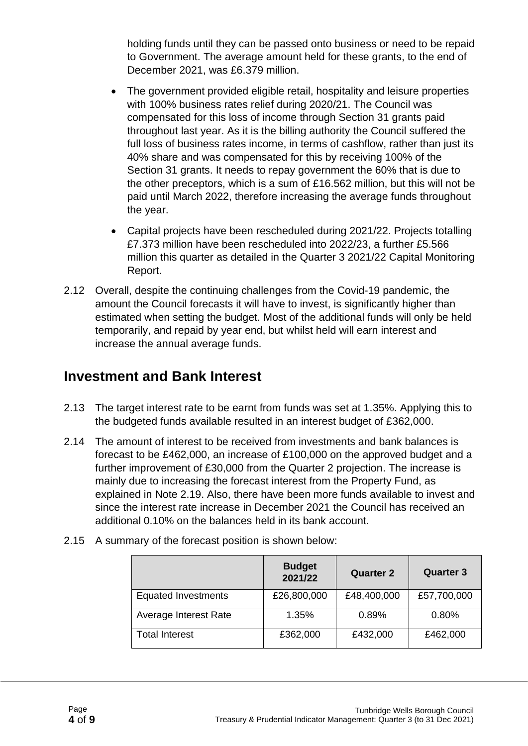holding funds until they can be passed onto business or need to be repaid to Government. The average amount held for these grants, to the end of December 2021, was £6.379 million.

- The government provided eligible retail, hospitality and leisure properties with 100% business rates relief during 2020/21. The Council was compensated for this loss of income through Section 31 grants paid throughout last year. As it is the billing authority the Council suffered the full loss of business rates income, in terms of cashflow, rather than just its 40% share and was compensated for this by receiving 100% of the Section 31 grants. It needs to repay government the 60% that is due to the other preceptors, which is a sum of £16.562 million, but this will not be paid until March 2022, therefore increasing the average funds throughout the year.
- Capital projects have been rescheduled during 2021/22. Projects totalling £7.373 million have been rescheduled into 2022/23, a further £5.566 million this quarter as detailed in the Quarter 3 2021/22 Capital Monitoring Report.

2.12 Overall, despite the continuing challenges from the Covid-19 pandemic, the amount the Council forecasts it will have to invest, is significantly higher than estimated when setting the budget. Most of the additional funds will only be held temporarily, and repaid by year end, but whilst held will earn interest and increase the annual average funds.

## Investment and Bank Interest

2.13 The target interest rate to be earnt from funds was set at 1.35%. Applying this to the budgeted funds available resulted in an interest budget of £362,000.

2.14 The amount of interest to be received from investments and bank balances is forecast to be £462,000, an increase of £100,000 on the approved budget and a further improvement of £30,000 from the Quarter 2 projection. The increase is mainly due to increasing the forecast interest from the Property Fund, as explained in Note 2.19. Also, there have been more funds available to invest and since the interest rate increase in December 2021 the Council has received an additional 0.10% on the balances held in its bank account.

2.15 A summary of the forecast position is shown below:

| | Budget 2021/22 | Quarter 2 | Quarter 3 |
|---|---|---|---|
| Equated Investments | £26,800,000 | £48,400,000 | £57,700,000 |
| Average Interest Rate | 1.35% | 0.89% | 0.80% |
| Total Interest | £362,000 | £432,000 | £462,000 |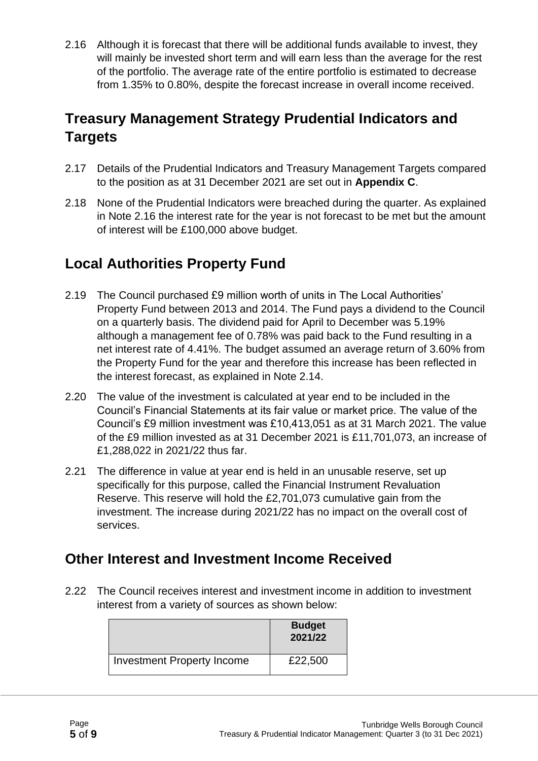2.16 Although it is forecast that there will be additional funds available to invest, they will mainly be invested short term and will earn less than the average for the rest of the portfolio. The average rate of the entire portfolio is estimated to decrease from 1.35% to 0.80%, despite the forecast increase in overall income received.

## Treasury Management Strategy Prudential Indicators and Targets

2.17 Details of the Prudential Indicators and Treasury Management Targets compared to the position as at 31 December 2021 are set out in **Appendix C**.

2.18 None of the Prudential Indicators were breached during the quarter. As explained in Note 2.16 the interest rate for the year is not forecast to be met but the amount of interest will be £100,000 above budget.

## Local Authorities Property Fund

2.19 The Council purchased £9 million worth of units in The Local Authorities' Property Fund between 2013 and 2014. The Fund pays a dividend to the Council on a quarterly basis. The dividend paid for April to December was 5.19% although a management fee of 0.78% was paid back to the Fund resulting in a net interest rate of 4.41%. The budget assumed an average return of 3.60% from the Property Fund for the year and therefore this increase has been reflected in the interest forecast, as explained in Note 2.14.

2.20 The value of the investment is calculated at year end to be included in the Council's Financial Statements at its fair value or market price. The value of the Council's £9 million investment was £10,413,051 as at 31 March 2021. The value of the £9 million invested as at 31 December 2021 is £11,701,073, an increase of £1,288,022 in 2021/22 thus far.

2.21 The difference in value at year end is held in an unusable reserve, set up specifically for this purpose, called the Financial Instrument Revaluation Reserve. This reserve will hold the £2,701,073 cumulative gain from the investment. The increase during 2021/22 has no impact on the overall cost of services.

## Other Interest and Investment Income Received

2.22 The Council receives interest and investment income in addition to investment interest from a variety of sources as shown below:

| | Budget 2021/22 |
|---|---|
| Investment Property Income | £22,500 |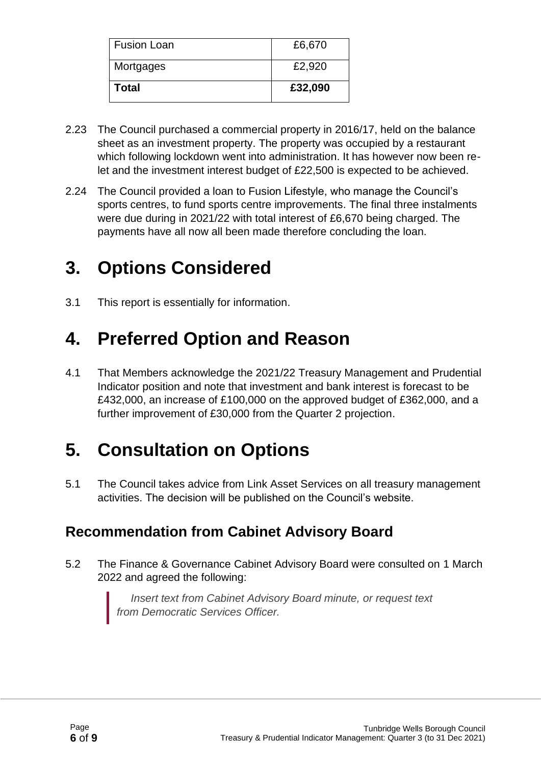| Fusion Loan | £6,670 |
|---|---|
| Mortgages | £2,920 |
| **Total** | **£32,090** |

2.23 The Council purchased a commercial property in 2016/17, held on the balance sheet as an investment property. The property was occupied by a restaurant which following lockdown went into administration. It has however now been re-let and the investment interest budget of £22,500 is expected to be achieved.

2.24 The Council provided a loan to Fusion Lifestyle, who manage the Council's sports centres, to fund sports centre improvements. The final three instalments were due during in 2021/22 with total interest of £6,670 being charged. The payments have all now all been made therefore concluding the loan.

# 3. Options Considered

3.1 This report is essentially for information.

# 4. Preferred Option and Reason

4.1 That Members acknowledge the 2021/22 Treasury Management and Prudential Indicator position and note that investment and bank interest is forecast to be £432,000, an increase of £100,000 on the approved budget of £362,000, and a further improvement of £30,000 from the Quarter 2 projection.

# 5. Consultation on Options

5.1 The Council takes advice from Link Asset Services on all treasury management activities. The decision will be published on the Council's website.

## Recommendation from Cabinet Advisory Board

5.2 The Finance & Governance Cabinet Advisory Board were consulted on 1 March 2022 and agreed the following:

> *Insert text from Cabinet Advisory Board minute, or request text from Democratic Services Officer.*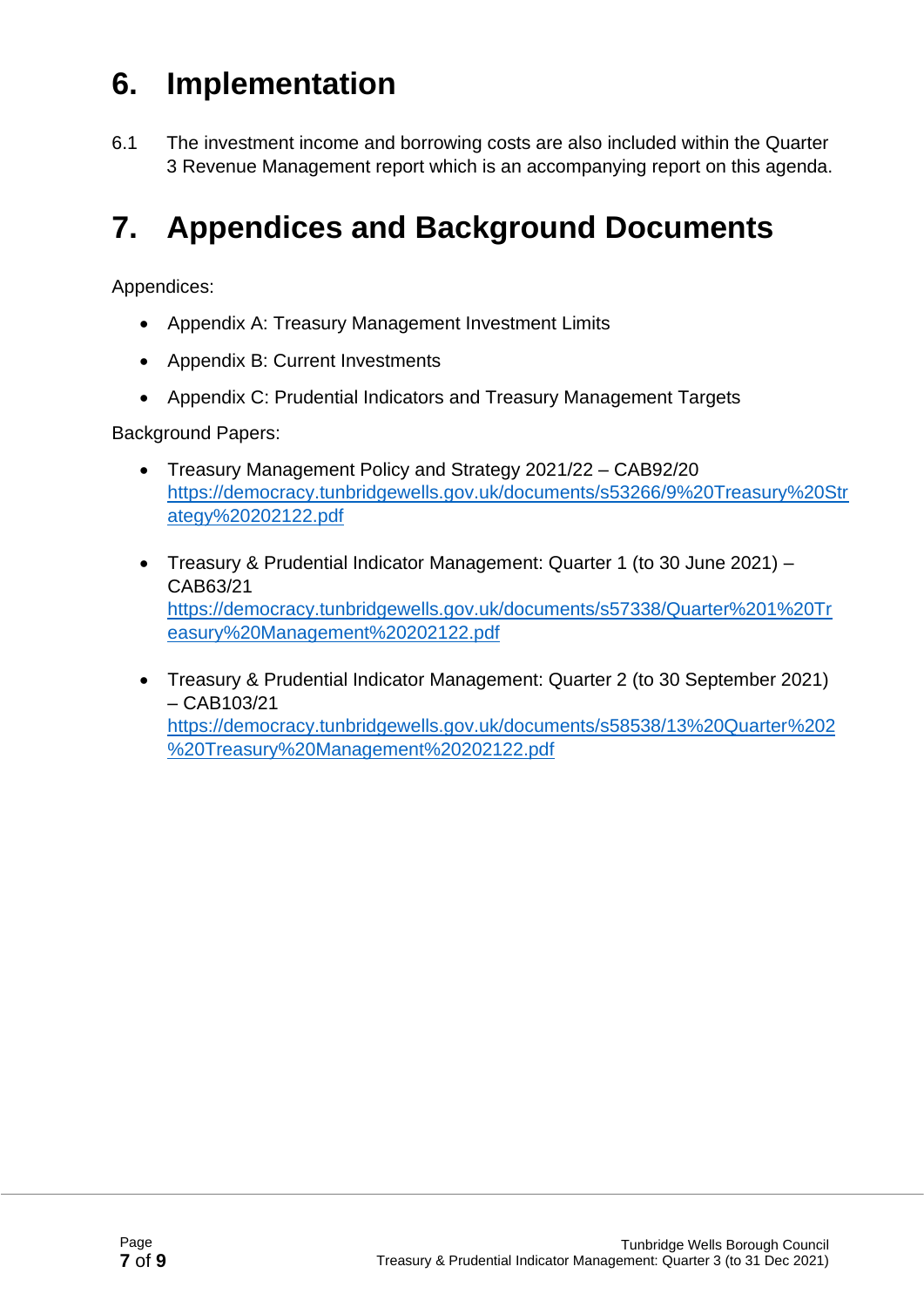# 6. Implementation

6.1 The investment income and borrowing costs are also included within the Quarter 3 Revenue Management report which is an accompanying report on this agenda.

# 7. Appendices and Background Documents

Appendices:

- Appendix A: Treasury Management Investment Limits
- Appendix B: Current Investments
- Appendix C: Prudential Indicators and Treasury Management Targets

Background Papers:

- Treasury Management Policy and Strategy 2021/22 – CAB92/20 https://democracy.tunbridgewells.gov.uk/documents/s53266/9%20Treasury%20Strategy%20202122.pdf
- Treasury & Prudential Indicator Management: Quarter 1 (to 30 June 2021) – CAB63/21 https://democracy.tunbridgewells.gov.uk/documents/s57338/Quarter%201%20Treasury%20Management%20202122.pdf
- Treasury & Prudential Indicator Management: Quarter 2 (to 30 September 2021) – CAB103/21 https://democracy.tunbridgewells.gov.uk/documents/s58538/13%20Quarter%202%20Treasury%20Management%20202122.pdf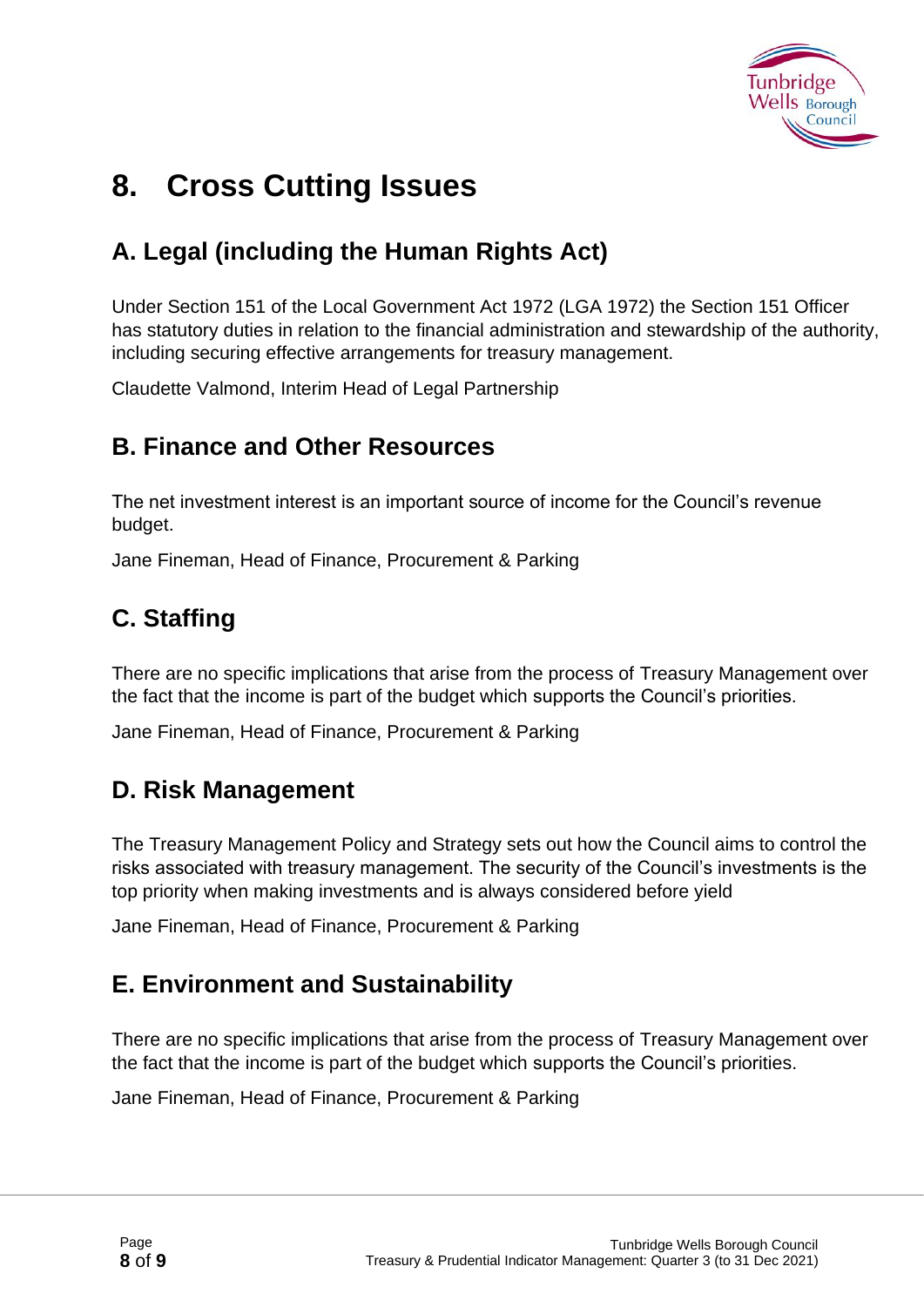# 8. Cross Cutting Issues

## A. Legal (including the Human Rights Act)

Under Section 151 of the Local Government Act 1972 (LGA 1972) the Section 151 Officer has statutory duties in relation to the financial administration and stewardship of the authority, including securing effective arrangements for treasury management.

Claudette Valmond, Interim Head of Legal Partnership

## B. Finance and Other Resources

The net investment interest is an important source of income for the Council's revenue budget.

Jane Fineman, Head of Finance, Procurement & Parking

## C. Staffing

There are no specific implications that arise from the process of Treasury Management over the fact that the income is part of the budget which supports the Council's priorities.

Jane Fineman, Head of Finance, Procurement & Parking

## D. Risk Management

The Treasury Management Policy and Strategy sets out how the Council aims to control the risks associated with treasury management. The security of the Council's investments is the top priority when making investments and is always considered before yield

Jane Fineman, Head of Finance, Procurement & Parking

## E. Environment and Sustainability

There are no specific implications that arise from the process of Treasury Management over the fact that the income is part of the budget which supports the Council's priorities.

Jane Fineman, Head of Finance, Procurement & Parking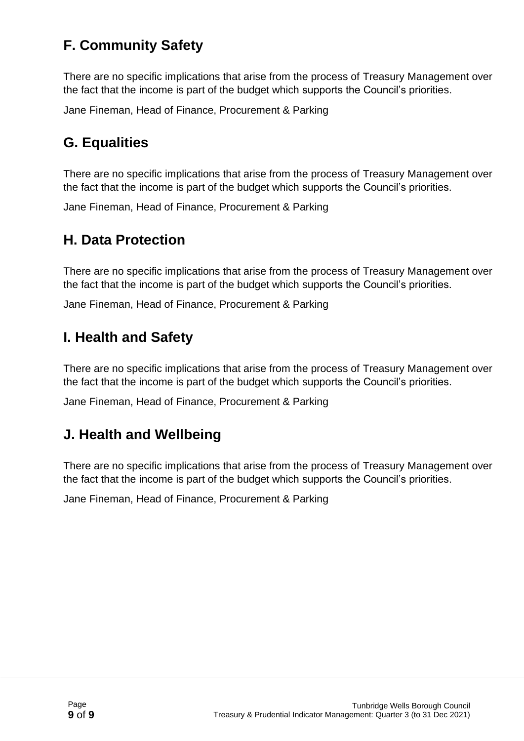## F. Community Safety

There are no specific implications that arise from the process of Treasury Management over the fact that the income is part of the budget which supports the Council's priorities.

Jane Fineman, Head of Finance, Procurement & Parking

## G. Equalities

There are no specific implications that arise from the process of Treasury Management over the fact that the income is part of the budget which supports the Council's priorities.

Jane Fineman, Head of Finance, Procurement & Parking

## H. Data Protection

There are no specific implications that arise from the process of Treasury Management over the fact that the income is part of the budget which supports the Council's priorities.

Jane Fineman, Head of Finance, Procurement & Parking

## I. Health and Safety

There are no specific implications that arise from the process of Treasury Management over the fact that the income is part of the budget which supports the Council's priorities.

Jane Fineman, Head of Finance, Procurement & Parking

## J. Health and Wellbeing

There are no specific implications that arise from the process of Treasury Management over the fact that the income is part of the budget which supports the Council's priorities.

Jane Fineman, Head of Finance, Procurement & Parking